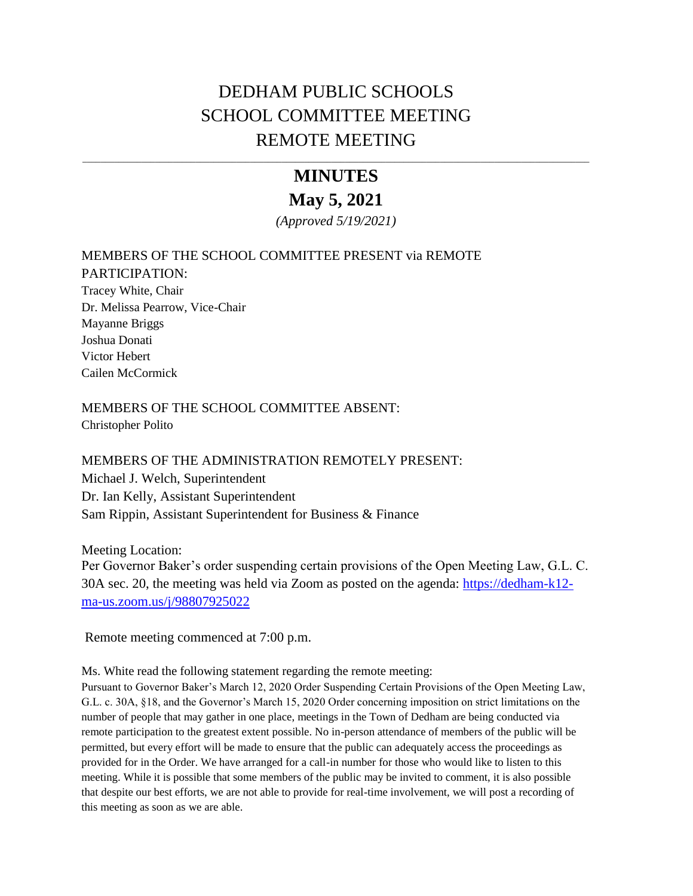# DEDHAM PUBLIC SCHOOLS
# SCHOOL COMMITTEE MEETING
# REMOTE MEETING

---

## MINUTES

## May 5, 2021

*(Approved 5/19/2021)*

MEMBERS OF THE SCHOOL COMMITTEE PRESENT via REMOTE PARTICIPATION:
Tracey White, Chair
Dr. Melissa Pearrow, Vice-Chair
Mayanne Briggs
Joshua Donati
Victor Hebert
Cailen McCormick

MEMBERS OF THE SCHOOL COMMITTEE ABSENT:
Christopher Polito

MEMBERS OF THE ADMINISTRATION REMOTELY PRESENT:
Michael J. Welch, Superintendent
Dr. Ian Kelly, Assistant Superintendent
Sam Rippin, Assistant Superintendent for Business & Finance

Meeting Location:
Per Governor Baker's order suspending certain provisions of the Open Meeting Law, G.L. C. 30A sec. 20, the meeting was held via Zoom as posted on the agenda: [https://dedham-k12-ma-us.zoom.us/j/98807925022](https://dedham-k12-ma-us.zoom.us/j/98807925022)

Remote meeting commenced at 7:00 p.m.

Ms. White read the following statement regarding the remote meeting:

Pursuant to Governor Baker's March 12, 2020 Order Suspending Certain Provisions of the Open Meeting Law, G.L. c. 30A, §18, and the Governor's March 15, 2020 Order concerning imposition on strict limitations on the number of people that may gather in one place, meetings in the Town of Dedham are being conducted via remote participation to the greatest extent possible. No in-person attendance of members of the public will be permitted, but every effort will be made to ensure that the public can adequately access the proceedings as provided for in the Order. We have arranged for a call-in number for those who would like to listen to this meeting. While it is possible that some members of the public may be invited to comment, it is also possible that despite our best efforts, we are not able to provide for real-time involvement, we will post a recording of this meeting as soon as we are able.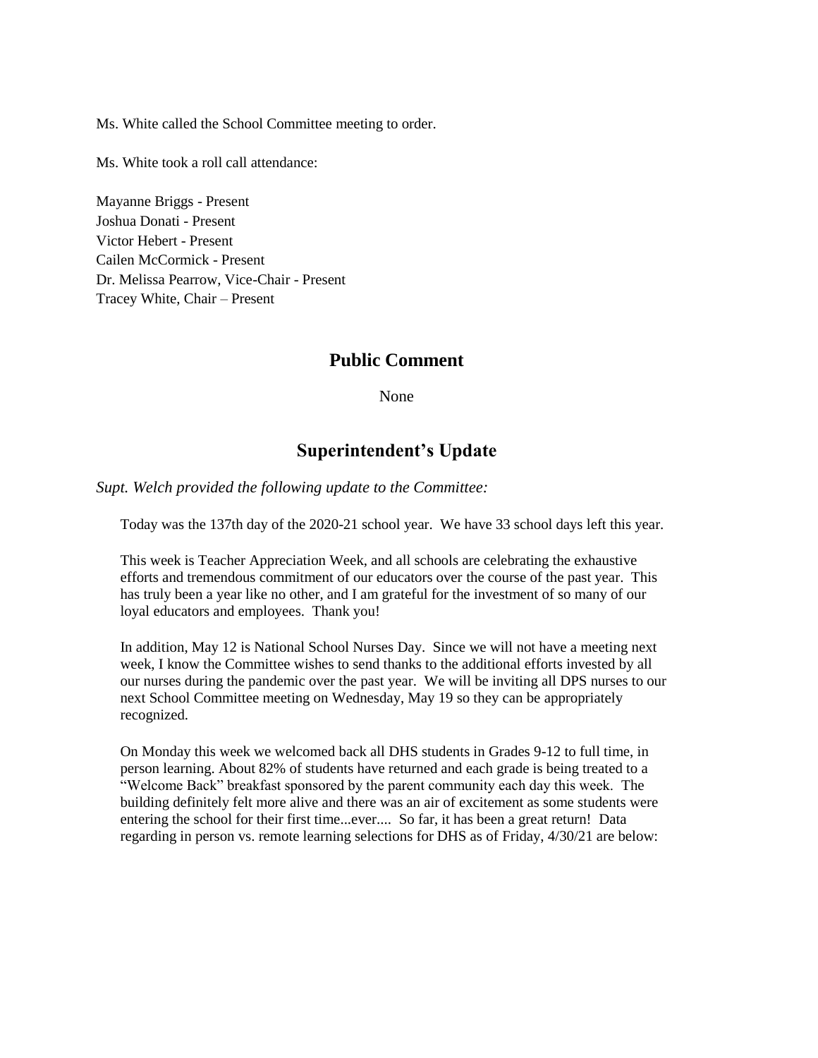Ms. White called the School Committee meeting to order.

Ms. White took a roll call attendance:

Mayanne Briggs - Present  
Joshua Donati - Present  
Victor Hebert - Present  
Cailen McCormick - Present  
Dr. Melissa Pearrow, Vice-Chair - Present  
Tracey White, Chair – Present

## Public Comment

None

## Superintendent's Update

*Supt. Welch provided the following update to the Committee:*

> Today was the 137th day of the 2020-21 school year. We have 33 school days left this year.
>
> This week is Teacher Appreciation Week, and all schools are celebrating the exhaustive efforts and tremendous commitment of our educators over the course of the past year. This has truly been a year like no other, and I am grateful for the investment of so many of our loyal educators and employees. Thank you!
>
> In addition, May 12 is National School Nurses Day. Since we will not have a meeting next week, I know the Committee wishes to send thanks to the additional efforts invested by all our nurses during the pandemic over the past year. We will be inviting all DPS nurses to our next School Committee meeting on Wednesday, May 19 so they can be appropriately recognized.
>
> On Monday this week we welcomed back all DHS students in Grades 9-12 to full time, in person learning. About 82% of students have returned and each grade is being treated to a "Welcome Back" breakfast sponsored by the parent community each day this week. The building definitely felt more alive and there was an air of excitement as some students were entering the school for their first time...ever.... So far, it has been a great return! Data regarding in person vs. remote learning selections for DHS as of Friday, 4/30/21 are below: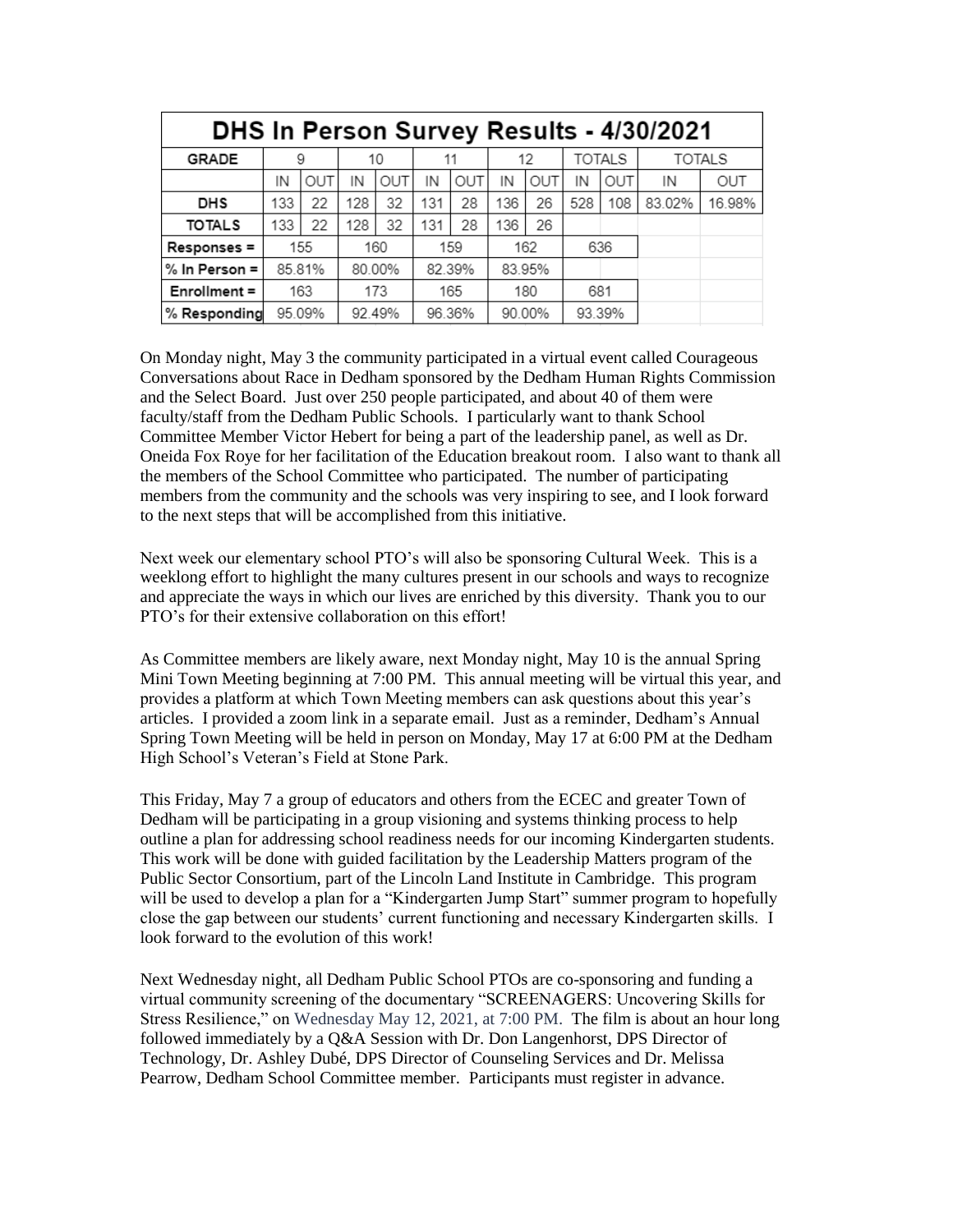| DHS In Person Survey Results - 4/30/2021 | | | | | | | | | | | | |
|---|---|---|---|---|---|---|---|---|---|---|---|---|
| GRADE | 9 | | 10 | | 11 | | 12 | | TOTALS | | TOTALS | |
| | IN | OUT | IN | OUT | IN | OUT | IN | OUT | IN | OUT | IN | OUT |
| DHS | 133 | 22 | 128 | 32 | 131 | 28 | 136 | 26 | 528 | 108 | 83.02% | 16.98% |
| TOTALS | 133 | 22 | 128 | 32 | 131 | 28 | 136 | 26 | | | | |
| Responses = | 155 | | 160 | | 159 | | 162 | | 636 | | | |
| % In Person = | 85.81% | | 80.00% | | 82.39% | | 83.95% | | | | | |
| Enrollment = | 163 | | 173 | | 165 | | 180 | | 681 | | | |
| % Responding | 95.09% | | 92.49% | | 96.36% | | 90.00% | | 93.39% | | | |

On Monday night, May 3 the community participated in a virtual event called Courageous Conversations about Race in Dedham sponsored by the Dedham Human Rights Commission and the Select Board. Just over 250 people participated, and about 40 of them were faculty/staff from the Dedham Public Schools. I particularly want to thank School Committee Member Victor Hebert for being a part of the leadership panel, as well as Dr. Oneida Fox Roye for her facilitation of the Education breakout room. I also want to thank all the members of the School Committee who participated. The number of participating members from the community and the schools was very inspiring to see, and I look forward to the next steps that will be accomplished from this initiative.

Next week our elementary school PTO's will also be sponsoring Cultural Week. This is a weeklong effort to highlight the many cultures present in our schools and ways to recognize and appreciate the ways in which our lives are enriched by this diversity. Thank you to our PTO's for their extensive collaboration on this effort!

As Committee members are likely aware, next Monday night, May 10 is the annual Spring Mini Town Meeting beginning at 7:00 PM. This annual meeting will be virtual this year, and provides a platform at which Town Meeting members can ask questions about this year's articles. I provided a zoom link in a separate email. Just as a reminder, Dedham's Annual Spring Town Meeting will be held in person on Monday, May 17 at 6:00 PM at the Dedham High School's Veteran's Field at Stone Park.

This Friday, May 7 a group of educators and others from the ECEC and greater Town of Dedham will be participating in a group visioning and systems thinking process to help outline a plan for addressing school readiness needs for our incoming Kindergarten students. This work will be done with guided facilitation by the Leadership Matters program of the Public Sector Consortium, part of the Lincoln Land Institute in Cambridge. This program will be used to develop a plan for a "Kindergarten Jump Start" summer program to hopefully close the gap between our students' current functioning and necessary Kindergarten skills. I look forward to the evolution of this work!

Next Wednesday night, all Dedham Public School PTOs are co-sponsoring and funding a virtual community screening of the documentary "SCREENAGERS: Uncovering Skills for Stress Resilience," on Wednesday May 12, 2021, at 7:00 PM. The film is about an hour long followed immediately by a Q&A Session with Dr. Don Langenhorst, DPS Director of Technology, Dr. Ashley Dubé, DPS Director of Counseling Services and Dr. Melissa Pearrow, Dedham School Committee member. Participants must register in advance.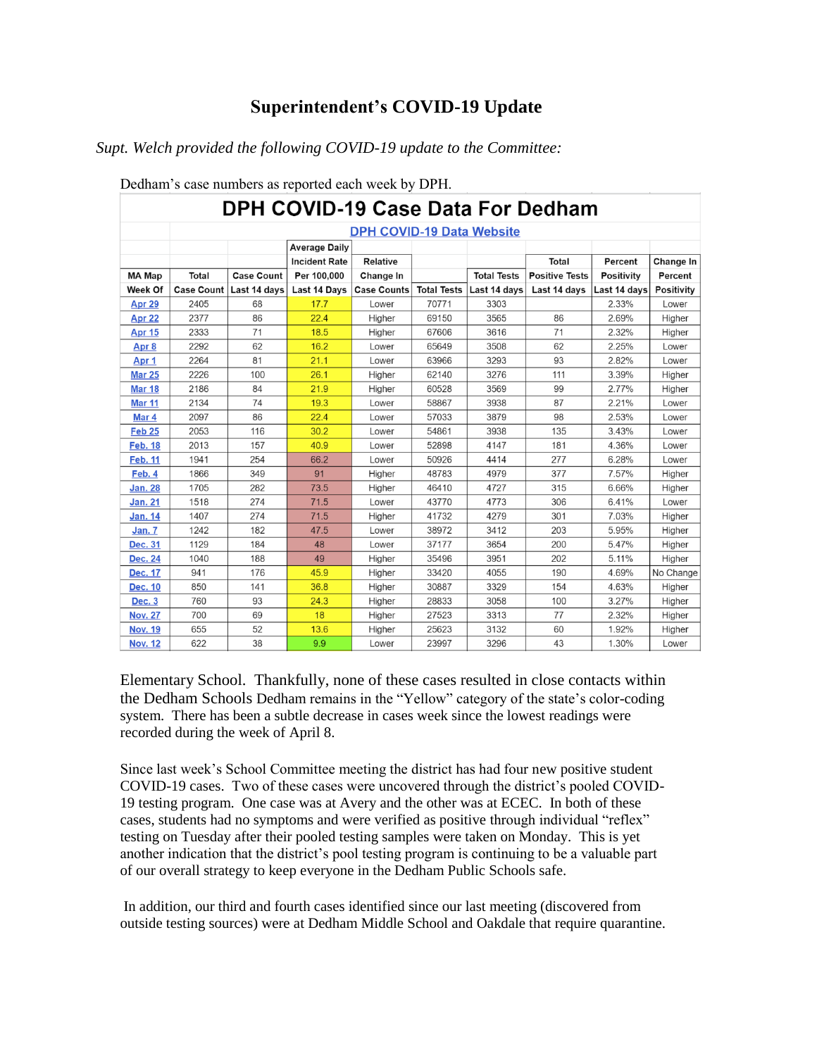# Superintendent's COVID-19 Update

*Supt. Welch provided the following COVID-19 update to the Committee:*

Dedham's case numbers as reported each week by DPH.

**DPH COVID-19 Case Data For Dedham**

DPH COVID-19 Data Website

| MA Map Week Of | Total Case Count | Case Count Last 14 days | Average Daily Incident Rate Per 100,000 Last 14 Days | Relative Change In Case Counts | Total Tests | Total Tests Last 14 days | Total Positive Tests Last 14 days | Percent Positivity Last 14 days | Change In Percent Positivity |
|---|---|---|---|---|---|---|---|---|---|
| Apr 29 | 2405 | 68 | 17.7 | Lower | 70771 | 3303 | | 2.33% | Lower |
| Apr 22 | 2377 | 86 | 22.4 | Higher | 69150 | 3565 | 86 | 2.69% | Higher |
| Apr 15 | 2333 | 71 | 18.5 | Higher | 67606 | 3616 | 71 | 2.32% | Higher |
| Apr 8 | 2292 | 62 | 16.2 | Lower | 65649 | 3508 | 62 | 2.25% | Lower |
| Apr 1 | 2264 | 81 | 21.1 | Lower | 63966 | 3293 | 93 | 2.82% | Lower |
| Mar 25 | 2226 | 100 | 26.1 | Higher | 62140 | 3276 | 111 | 3.39% | Higher |
| Mar 18 | 2186 | 84 | 21.9 | Higher | 60528 | 3569 | 99 | 2.77% | Higher |
| Mar 11 | 2134 | 74 | 19.3 | Lower | 58867 | 3938 | 87 | 2.21% | Lower |
| Mar 4 | 2097 | 86 | 22.4 | Lower | 57033 | 3879 | 98 | 2.53% | Lower |
| Feb 25 | 2053 | 116 | 30.2 | Lower | 54861 | 3938 | 135 | 3.43% | Lower |
| Feb. 18 | 2013 | 157 | 40.9 | Lower | 52898 | 4147 | 181 | 4.36% | Lower |
| Feb. 11 | 1941 | 254 | 66.2 | Lower | 50926 | 4414 | 277 | 6.28% | Lower |
| Feb. 4 | 1866 | 349 | 91 | Higher | 48783 | 4979 | 377 | 7.57% | Higher |
| Jan. 28 | 1705 | 282 | 73.5 | Higher | 46410 | 4727 | 315 | 6.66% | Higher |
| Jan. 21 | 1518 | 274 | 71.5 | Lower | 43770 | 4773 | 306 | 6.41% | Lower |
| Jan. 14 | 1407 | 274 | 71.5 | Higher | 41732 | 4279 | 301 | 7.03% | Higher |
| Jan. 7 | 1242 | 182 | 47.5 | Lower | 38972 | 3412 | 203 | 5.95% | Higher |
| Dec. 31 | 1129 | 184 | 48 | Lower | 37177 | 3654 | 200 | 5.47% | Higher |
| Dec. 24 | 1040 | 188 | 49 | Higher | 35496 | 3951 | 202 | 5.11% | Higher |
| Dec. 17 | 941 | 176 | 45.9 | Higher | 33420 | 4055 | 190 | 4.69% | No Change |
| Dec. 10 | 850 | 141 | 36.8 | Higher | 30887 | 3329 | 154 | 4.63% | Higher |
| Dec. 3 | 760 | 93 | 24.3 | Higher | 28833 | 3058 | 100 | 3.27% | Higher |
| Nov. 27 | 700 | 69 | 18 | Higher | 27523 | 3313 | 77 | 2.32% | Higher |
| Nov. 19 | 655 | 52 | 13.6 | Higher | 25623 | 3132 | 60 | 1.92% | Higher |
| Nov. 12 | 622 | 38 | 9.9 | Lower | 23997 | 3296 | 43 | 1.30% | Lower |

Elementary School. Thankfully, none of these cases resulted in close contacts within the Dedham Schools Dedham remains in the "Yellow" category of the state's color-coding system. There has been a subtle decrease in cases week since the lowest readings were recorded during the week of April 8.

Since last week's School Committee meeting the district has had four new positive student COVID-19 cases. Two of these cases were uncovered through the district's pooled COVID-19 testing program. One case was at Avery and the other was at ECEC. In both of these cases, students had no symptoms and were verified as positive through individual "reflex" testing on Tuesday after their pooled testing samples were taken on Monday. This is yet another indication that the district's pool testing program is continuing to be a valuable part of our overall strategy to keep everyone in the Dedham Public Schools safe.

In addition, our third and fourth cases identified since our last meeting (discovered from outside testing sources) were at Dedham Middle School and Oakdale that require quarantine.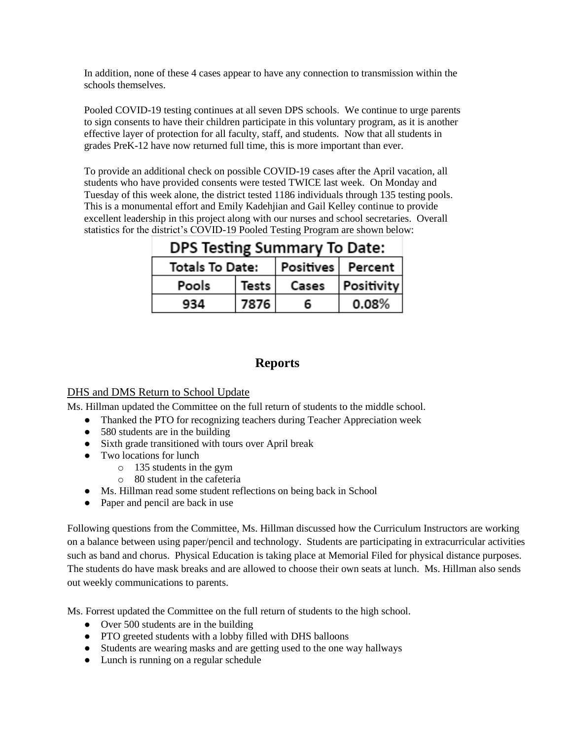In addition, none of these 4 cases appear to have any connection to transmission within the schools themselves.

Pooled COVID-19 testing continues at all seven DPS schools. We continue to urge parents to sign consents to have their children participate in this voluntary program, as it is another effective layer of protection for all faculty, staff, and students. Now that all students in grades PreK-12 have now returned full time, this is more important than ever.

To provide an additional check on possible COVID-19 cases after the April vacation, all students who have provided consents were tested TWICE last week. On Monday and Tuesday of this week alone, the district tested 1186 individuals through 135 testing pools. This is a monumental effort and Emily Kadehjian and Gail Kelley continue to provide excellent leadership in this project along with our nurses and school secretaries. Overall statistics for the district's COVID-19 Pooled Testing Program are shown below:

| DPS Testing Summary To Date: | | | |
|---|---|---|---|
| Totals To Date: | | Positives | Percent |
| Pools | Tests | Cases | Positivity |
| 934 | 7876 | 6 | 0.08% |

## Reports

### DHS and DMS Return to School Update

Ms. Hillman updated the Committee on the full return of students to the middle school.

- Thanked the PTO for recognizing teachers during Teacher Appreciation week
- 580 students are in the building
- Sixth grade transitioned with tours over April break
- Two locations for lunch
  - 135 students in the gym
  - 80 student in the cafeteria
- Ms. Hillman read some student reflections on being back in School
- Paper and pencil are back in use

Following questions from the Committee, Ms. Hillman discussed how the Curriculum Instructors are working on a balance between using paper/pencil and technology. Students are participating in extracurricular activities such as band and chorus. Physical Education is taking place at Memorial Filed for physical distance purposes. The students do have mask breaks and are allowed to choose their own seats at lunch. Ms. Hillman also sends out weekly communications to parents.

Ms. Forrest updated the Committee on the full return of students to the high school.

- Over 500 students are in the building
- PTO greeted students with a lobby filled with DHS balloons
- Students are wearing masks and are getting used to the one way hallways
- Lunch is running on a regular schedule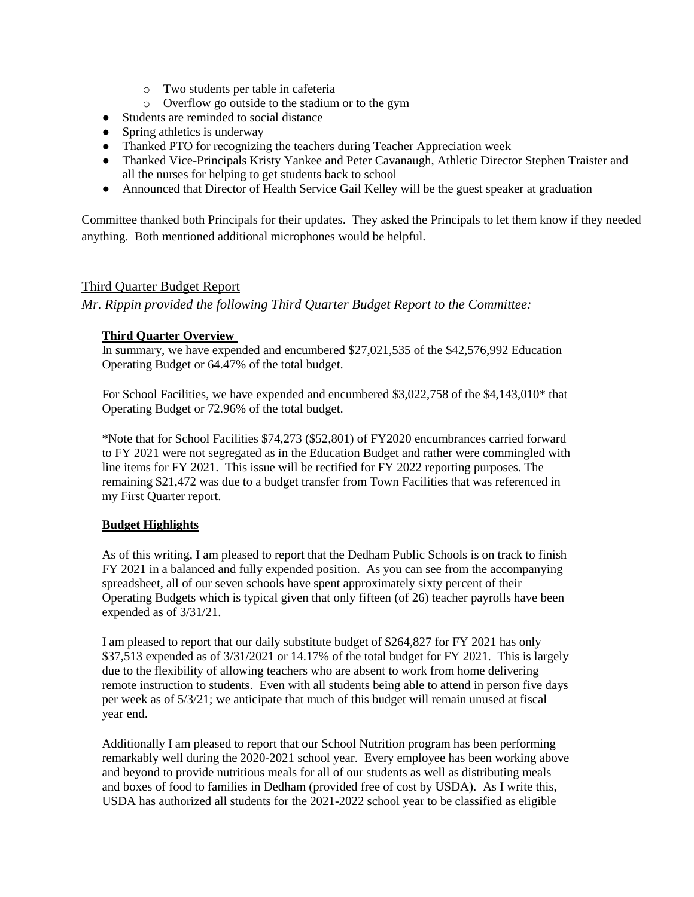- Two students per table in cafeteria
    - Overflow go outside to the stadium or to the gym
- Students are reminded to social distance
- Spring athletics is underway
- Thanked PTO for recognizing the teachers during Teacher Appreciation week
- Thanked Vice-Principals Kristy Yankee and Peter Cavanaugh, Athletic Director Stephen Traister and all the nurses for helping to get students back to school
- Announced that Director of Health Service Gail Kelley will be the guest speaker at graduation

Committee thanked both Principals for their updates. They asked the Principals to let them know if they needed anything. Both mentioned additional microphones would be helpful.

## Third Quarter Budget Report

*Mr. Rippin provided the following Third Quarter Budget Report to the Committee:*

**Third Quarter Overview**

In summary, we have expended and encumbered $27,021,535 of the $42,576,992 Education Operating Budget or 64.47% of the total budget.

For School Facilities, we have expended and encumbered $3,022,758 of the $4,143,010* that Operating Budget or 72.96% of the total budget.

*Note that for School Facilities $74,273 ($52,801) of FY2020 encumbrances carried forward to FY 2021 were not segregated as in the Education Budget and rather were commingled with line items for FY 2021. This issue will be rectified for FY 2022 reporting purposes. The remaining $21,472 was due to a budget transfer from Town Facilities that was referenced in my First Quarter report.

**Budget Highlights**

As of this writing, I am pleased to report that the Dedham Public Schools is on track to finish FY 2021 in a balanced and fully expended position. As you can see from the accompanying spreadsheet, all of our seven schools have spent approximately sixty percent of their Operating Budgets which is typical given that only fifteen (of 26) teacher payrolls have been expended as of 3/31/21.

I am pleased to report that our daily substitute budget of $264,827 for FY 2021 has only $37,513 expended as of 3/31/2021 or 14.17% of the total budget for FY 2021. This is largely due to the flexibility of allowing teachers who are absent to work from home delivering remote instruction to students. Even with all students being able to attend in person five days per week as of 5/3/21; we anticipate that much of this budget will remain unused at fiscal year end.

Additionally I am pleased to report that our School Nutrition program has been performing remarkably well during the 2020-2021 school year. Every employee has been working above and beyond to provide nutritious meals for all of our students as well as distributing meals and boxes of food to families in Dedham (provided free of cost by USDA). As I write this, USDA has authorized all students for the 2021-2022 school year to be classified as eligible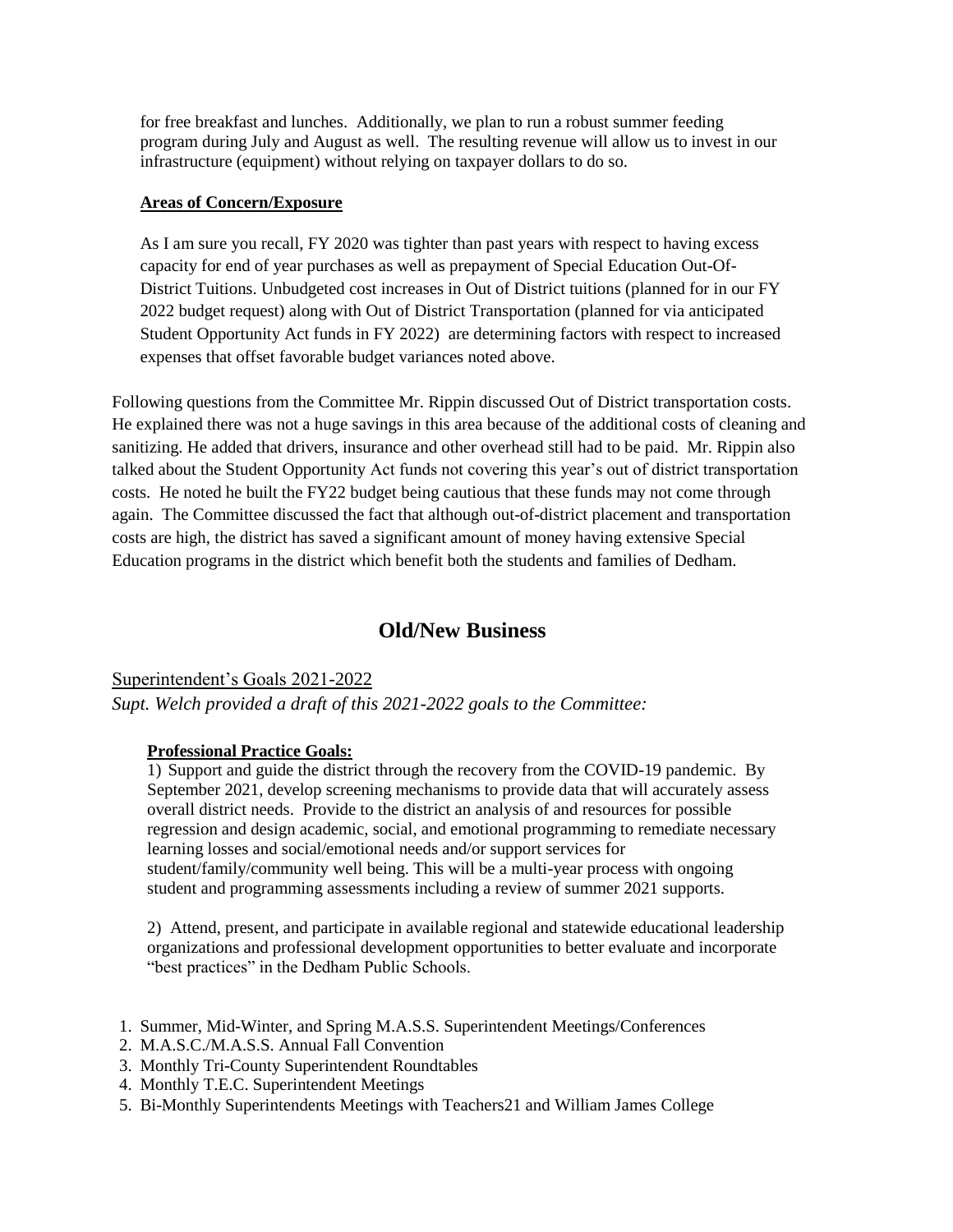for free breakfast and lunches. Additionally, we plan to run a robust summer feeding program during July and August as well. The resulting revenue will allow us to invest in our infrastructure (equipment) without relying on taxpayer dollars to do so.

**Areas of Concern/Exposure**

As I am sure you recall, FY 2020 was tighter than past years with respect to having excess capacity for end of year purchases as well as prepayment of Special Education Out-Of-District Tuitions. Unbudgeted cost increases in Out of District tuitions (planned for in our FY 2022 budget request) along with Out of District Transportation (planned for via anticipated Student Opportunity Act funds in FY 2022) are determining factors with respect to increased expenses that offset favorable budget variances noted above.

Following questions from the Committee Mr. Rippin discussed Out of District transportation costs. He explained there was not a huge savings in this area because of the additional costs of cleaning and sanitizing. He added that drivers, insurance and other overhead still had to be paid. Mr. Rippin also talked about the Student Opportunity Act funds not covering this year's out of district transportation costs. He noted he built the FY22 budget being cautious that these funds may not come through again. The Committee discussed the fact that although out-of-district placement and transportation costs are high, the district has saved a significant amount of money having extensive Special Education programs in the district which benefit both the students and families of Dedham.

## Old/New Business

Superintendent's Goals 2021-2022

*Supt. Welch provided a draft of this 2021-2022 goals to the Committee:*

**Professional Practice Goals:**

1) Support and guide the district through the recovery from the COVID-19 pandemic. By September 2021, develop screening mechanisms to provide data that will accurately assess overall district needs. Provide to the district an analysis of and resources for possible regression and design academic, social, and emotional programming to remediate necessary learning losses and social/emotional needs and/or support services for student/family/community well being. This will be a multi-year process with ongoing student and programming assessments including a review of summer 2021 supports.

2) Attend, present, and participate in available regional and statewide educational leadership organizations and professional development opportunities to better evaluate and incorporate "best practices" in the Dedham Public Schools.

1. Summer, Mid-Winter, and Spring M.A.S.S. Superintendent Meetings/Conferences
2. M.A.S.C./M.A.S.S. Annual Fall Convention
3. Monthly Tri-County Superintendent Roundtables
4. Monthly T.E.C. Superintendent Meetings
5. Bi-Monthly Superintendents Meetings with Teachers21 and William James College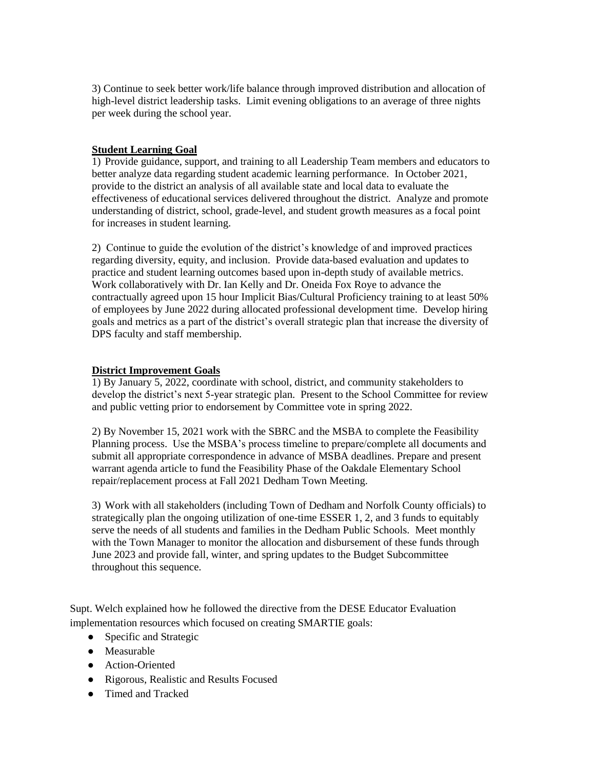3) Continue to seek better work/life balance through improved distribution and allocation of high-level district leadership tasks. Limit evening obligations to an average of three nights per week during the school year.

**Student Learning Goal**

1) Provide guidance, support, and training to all Leadership Team members and educators to better analyze data regarding student academic learning performance. In October 2021, provide to the district an analysis of all available state and local data to evaluate the effectiveness of educational services delivered throughout the district. Analyze and promote understanding of district, school, grade-level, and student growth measures as a focal point for increases in student learning.

2) Continue to guide the evolution of the district's knowledge of and improved practices regarding diversity, equity, and inclusion. Provide data-based evaluation and updates to practice and student learning outcomes based upon in-depth study of available metrics. Work collaboratively with Dr. Ian Kelly and Dr. Oneida Fox Roye to advance the contractually agreed upon 15 hour Implicit Bias/Cultural Proficiency training to at least 50% of employees by June 2022 during allocated professional development time. Develop hiring goals and metrics as a part of the district's overall strategic plan that increase the diversity of DPS faculty and staff membership.

**District Improvement Goals**

1) By January 5, 2022, coordinate with school, district, and community stakeholders to develop the district's next 5-year strategic plan. Present to the School Committee for review and public vetting prior to endorsement by Committee vote in spring 2022.

2) By November 15, 2021 work with the SBRC and the MSBA to complete the Feasibility Planning process. Use the MSBA's process timeline to prepare/complete all documents and submit all appropriate correspondence in advance of MSBA deadlines. Prepare and present warrant agenda article to fund the Feasibility Phase of the Oakdale Elementary School repair/replacement process at Fall 2021 Dedham Town Meeting.

3) Work with all stakeholders (including Town of Dedham and Norfolk County officials) to strategically plan the ongoing utilization of one-time ESSER 1, 2, and 3 funds to equitably serve the needs of all students and families in the Dedham Public Schools. Meet monthly with the Town Manager to monitor the allocation and disbursement of these funds through June 2023 and provide fall, winter, and spring updates to the Budget Subcommittee throughout this sequence.

Supt. Welch explained how he followed the directive from the DESE Educator Evaluation implementation resources which focused on creating SMARTIE goals:

- Specific and Strategic
- Measurable
- Action-Oriented
- Rigorous, Realistic and Results Focused
- Timed and Tracked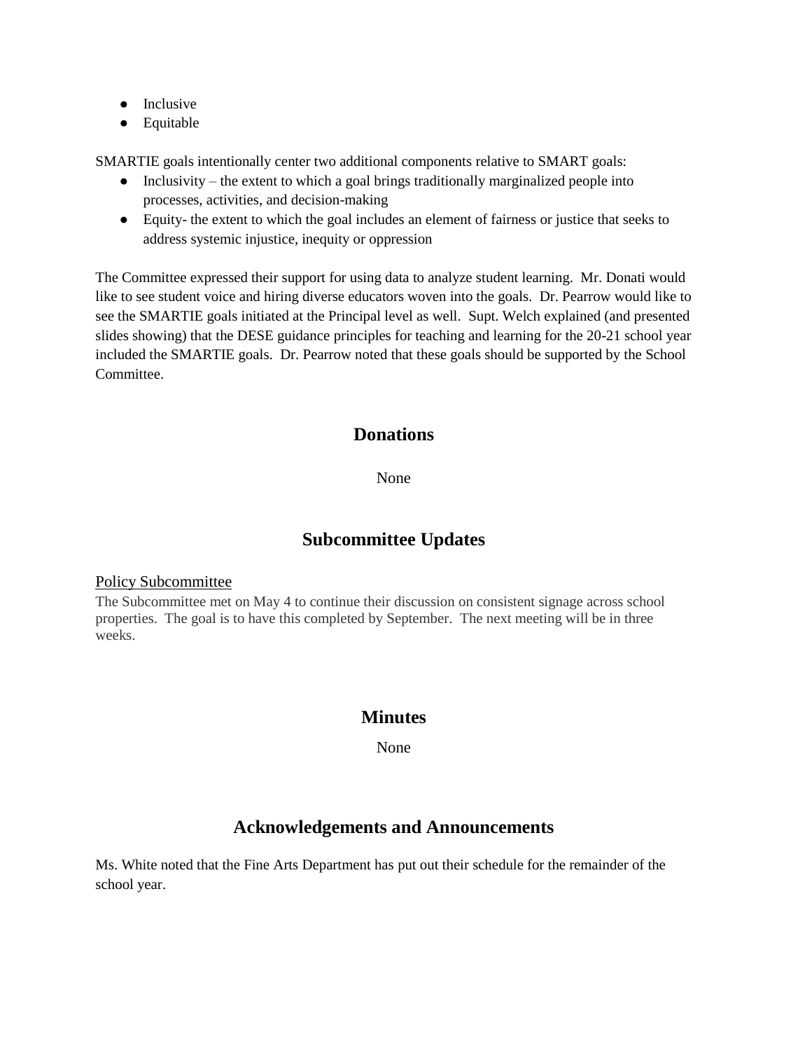- Inclusive
- Equitable

SMARTIE goals intentionally center two additional components relative to SMART goals:

- Inclusivity – the extent to which a goal brings traditionally marginalized people into processes, activities, and decision-making
- Equity- the extent to which the goal includes an element of fairness or justice that seeks to address systemic injustice, inequity or oppression

The Committee expressed their support for using data to analyze student learning. Mr. Donati would like to see student voice and hiring diverse educators woven into the goals. Dr. Pearrow would like to see the SMARTIE goals initiated at the Principal level as well. Supt. Welch explained (and presented slides showing) that the DESE guidance principles for teaching and learning for the 20-21 school year included the SMARTIE goals. Dr. Pearrow noted that these goals should be supported by the School Committee.

## Donations

None

## Subcommittee Updates

Policy Subcommittee

The Subcommittee met on May 4 to continue their discussion on consistent signage across school properties. The goal is to have this completed by September. The next meeting will be in three weeks.

## Minutes

None

## Acknowledgements and Announcements

Ms. White noted that the Fine Arts Department has put out their schedule for the remainder of the school year.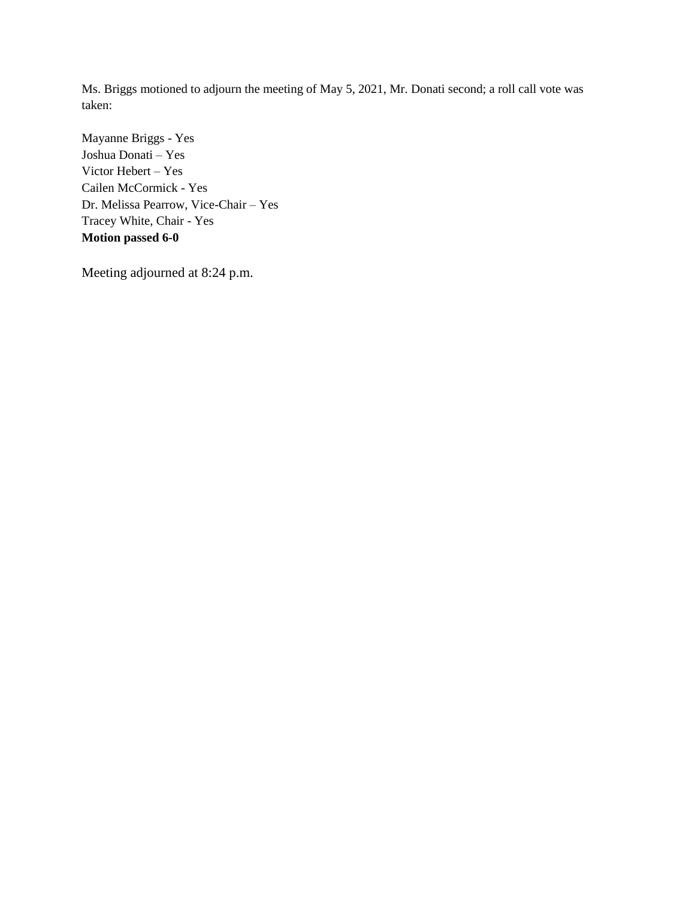Ms. Briggs motioned to adjourn the meeting of May 5, 2021, Mr. Donati second; a roll call vote was taken:

Mayanne Briggs - Yes
Joshua Donati – Yes
Victor Hebert – Yes
Cailen McCormick - Yes
Dr. Melissa Pearrow, Vice-Chair – Yes
Tracey White, Chair - Yes
**Motion passed 6-0**

Meeting adjourned at 8:24 p.m.